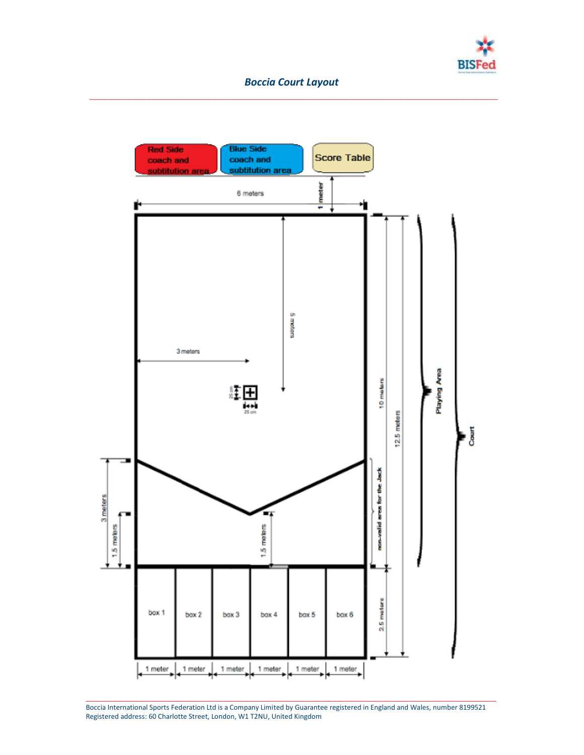## *Boccia Court Layout*

Red Side coach and subtitution area

Blue Side coach and subtitution area

Score Table

1 meter

6 meters

5 meters

3 meters

25 cm

25 cm

10 meters

12.5 meters

Playing Area

Court

3 meters

1.5 meters

1.5 meters

non-valid area for the Jack

box 1

box 2

box 3

box 4

box 5

box 6

2.5 meters

1 meter

1 meter

1 meter

1 meter

1 meter

1 meter

Boccia International Sports Federation Ltd is a Company Limited by Guarantee registered in England and Wales, number 8199521
Registered address: 60 Charlotte Street, London, W1 T2NU, United Kingdom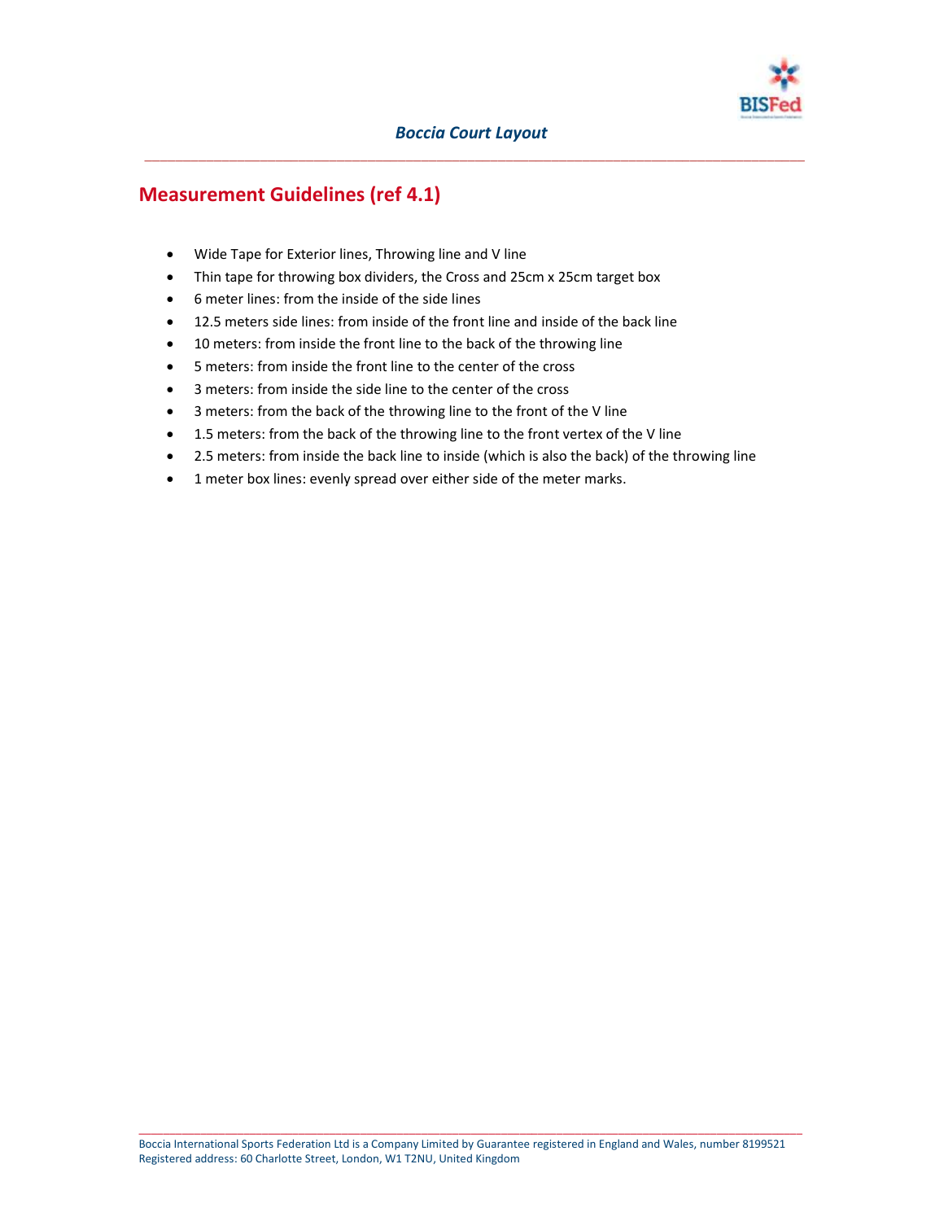## Measurement Guidelines (ref 4.1)

- Wide Tape for Exterior lines, Throwing line and V line
- Thin tape for throwing box dividers, the Cross and 25cm x 25cm target box
- 6 meter lines: from the inside of the side lines
- 12.5 meters side lines: from inside of the front line and inside of the back line
- 10 meters: from inside the front line to the back of the throwing line
- 5 meters: from inside the front line to the center of the cross
- 3 meters: from inside the side line to the center of the cross
- 3 meters: from the back of the throwing line to the front of the V line
- 1.5 meters: from the back of the throwing line to the front vertex of the V line
- 2.5 meters: from inside the back line to inside (which is also the back) of the throwing line
- 1 meter box lines: evenly spread over either side of the meter marks.